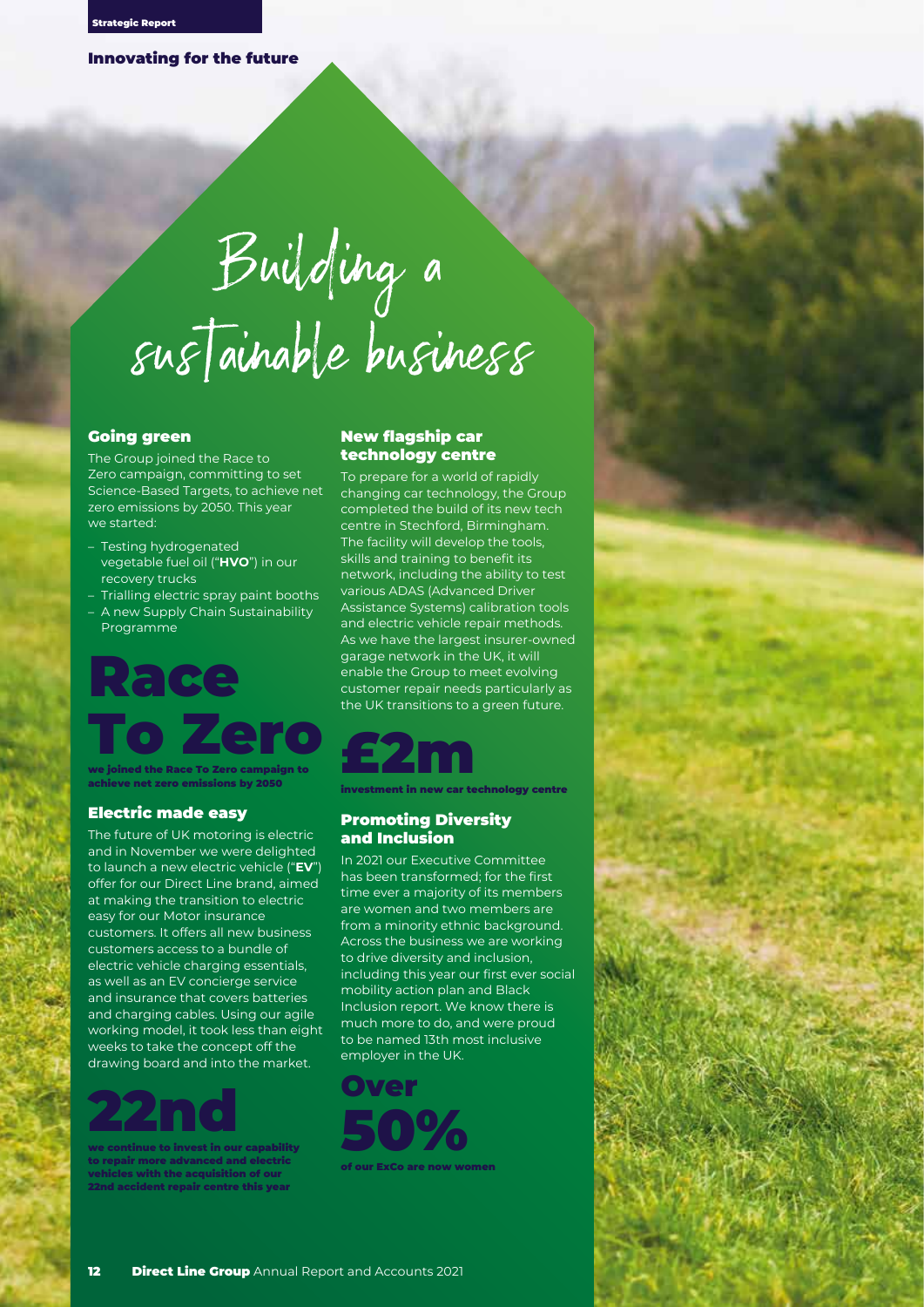## Innovating for the future

# Building a sustainable business

### Going green

The Group joined the Race to Zero campaign, committing to set Science-Based Targets, to achieve net zero emissions by 2050. This year we started:

- Testing hydrogenated vegetable fuel oil ("**HVO**") in our recovery trucks
- Trialling electric spray paint booths
- A new Supply Chain Sustainability Programme

**Race To Zero**

**we joined the Race To Zero campaign to achieve net zero emissions by 2050**

### Electric made easy

The future of UK motoring is electric and in November we were delighted to launch a new electric vehicle ("**EV**") offer for our Direct Line brand, aimed at making the transition to electric easy for our Motor insurance customers. It offers all new business customers access to a bundle of electric vehicle charging essentials, as well as an EV concierge service and insurance that covers batteries and charging cables. Using our agile working model, it took less than eight weeks to take the concept off the drawing board and into the market.

**22nd**

**we continue to invest in our capability to repair more advanced and electric vehicles with the acquisition of our 22nd accident repair centre this year**

### New flagship car technology centre

To prepare for a world of rapidly changing car technology, the Group completed the build of its new tech centre in Stechford, Birmingham. The facility will develop the tools, skills and training to benefit its network, including the ability to test various ADAS (Advanced Driver Assistance Systems) calibration tools and electric vehicle repair methods. As we have the largest insurer-owned garage network in the UK, it will enable the Group to meet evolving customer repair needs particularly as the UK transitions to a green future.

**£2m**

**investment in new car technology centre**

### Promoting Diversity and Inclusion

In 2021 our Executive Committee has been transformed; for the first time ever a majority of its members are women and two members are from a minority ethnic background. Across the business we are working to drive diversity and inclusion, including this year our first ever social mobility action plan and Black Inclusion report. We know there is much more to do, and were proud to be named 13th most inclusive employer in the UK.

**Over 50%**

**of our ExCo are now women**